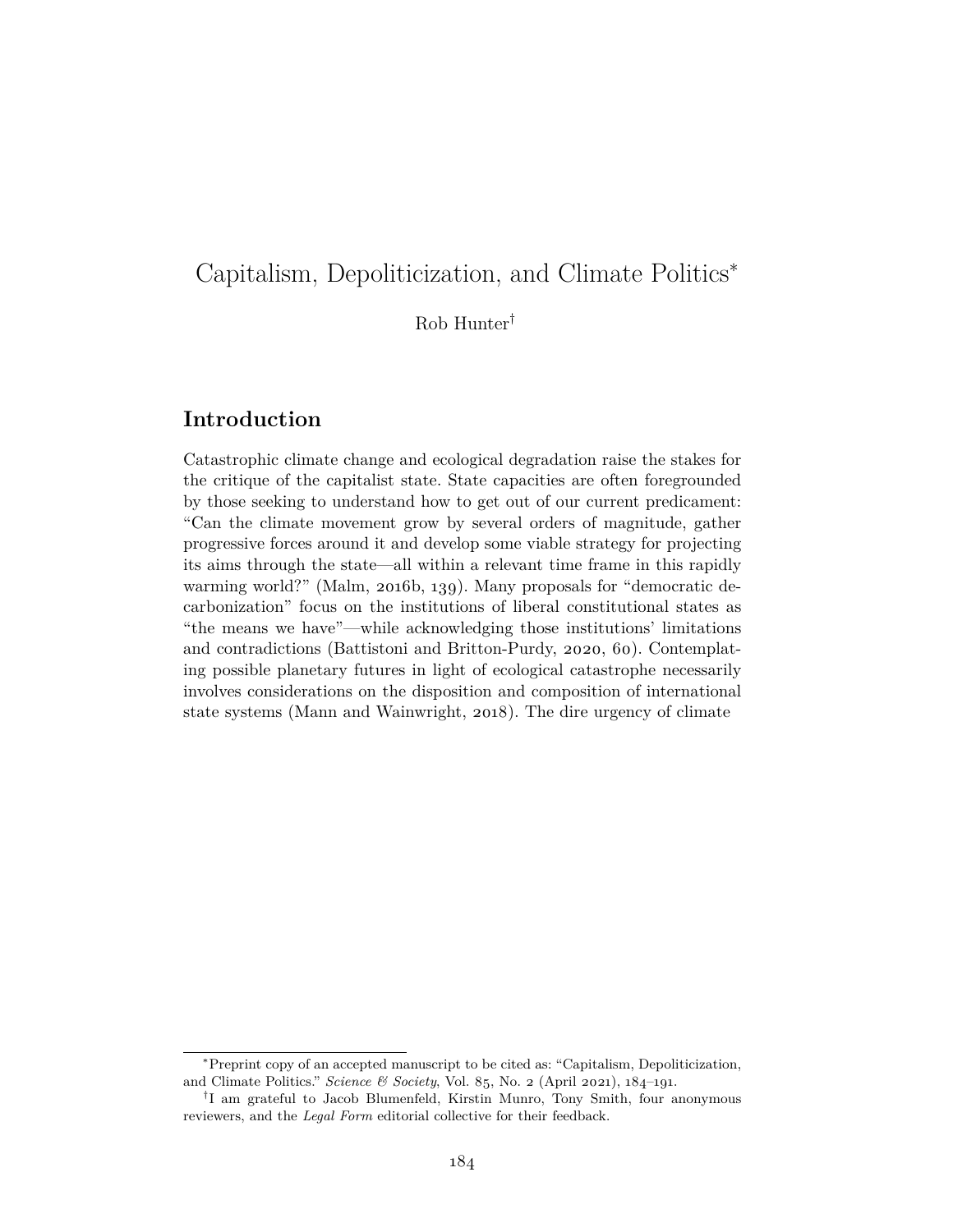# Capitalism, Depoliticization, and Climate Politics[*]

Rob Hunter[†]

## Introduction

Catastrophic climate change and ecological degradation raise the stakes for the critique of the capitalist state. State capacities are often foregrounded by those seeking to understand how to get out of our current predicament: "Can the climate movement grow by several orders of magnitude, gather progressive forces around it and develop some viable strategy for projecting its aims through the state—all within a relevant time frame in this rapidly warming world?" (Malm, 2016b, 139). Many proposals for "democratic decarbonization" focus on the institutions of liberal constitutional states as "the means we have"—while acknowledging those institutions' limitations and contradictions (Battistoni and Britton-Purdy, 2020, 60). Contemplating possible planetary futures in light of ecological catastrophe necessarily involves considerations on the disposition and composition of international state systems (Mann and Wainwright, 2018). The dire urgency of climate

---

[*] Preprint copy of an accepted manuscript to be cited as: "Capitalism, Depoliticization, and Climate Politics." *Science & Society*, Vol. 85, No. 2 (April 2021), 184–191.

[†] I am grateful to Jacob Blumenfeld, Kirstin Munro, Tony Smith, four anonymous reviewers, and the *Legal Form* editorial collective for their feedback.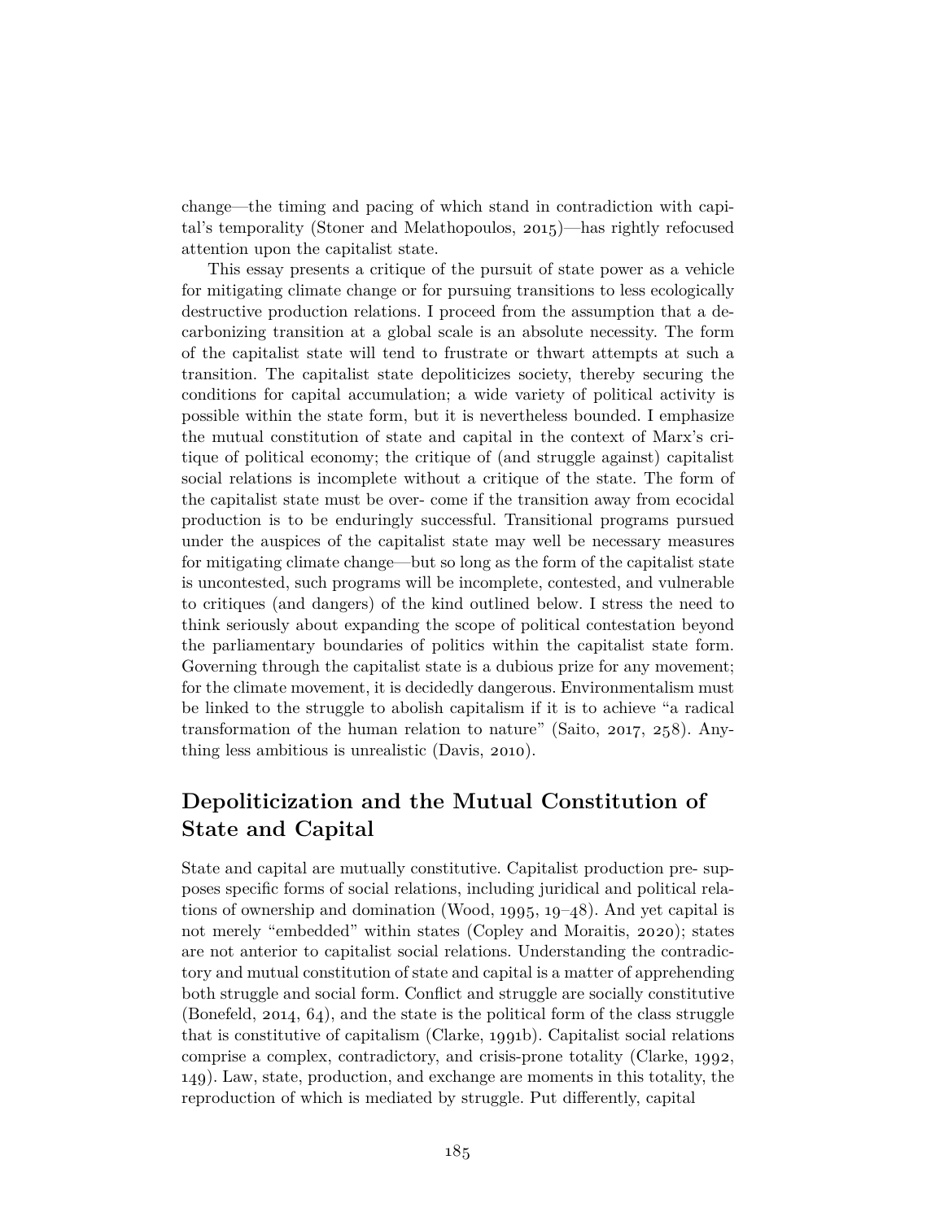change—the timing and pacing of which stand in contradiction with capital's temporality (Stoner and Melathopoulos, 2015)—has rightly refocused attention upon the capitalist state.

This essay presents a critique of the pursuit of state power as a vehicle for mitigating climate change or for pursuing transitions to less ecologically destructive production relations. I proceed from the assumption that a decarbonizing transition at a global scale is an absolute necessity. The form of the capitalist state will tend to frustrate or thwart attempts at such a transition. The capitalist state depoliticizes society, thereby securing the conditions for capital accumulation; a wide variety of political activity is possible within the state form, but it is nevertheless bounded. I emphasize the mutual constitution of state and capital in the context of Marx's critique of political economy; the critique of (and struggle against) capitalist social relations is incomplete without a critique of the state. The form of the capitalist state must be over- come if the transition away from ecocidal production is to be enduringly successful. Transitional programs pursued under the auspices of the capitalist state may well be necessary measures for mitigating climate change—but so long as the form of the capitalist state is uncontested, such programs will be incomplete, contested, and vulnerable to critiques (and dangers) of the kind outlined below. I stress the need to think seriously about expanding the scope of political contestation beyond the parliamentary boundaries of politics within the capitalist state form. Governing through the capitalist state is a dubious prize for any movement; for the climate movement, it is decidedly dangerous. Environmentalism must be linked to the struggle to abolish capitalism if it is to achieve "a radical transformation of the human relation to nature" (Saito, 2017, 258). Anything less ambitious is unrealistic (Davis, 2010).

## Depoliticization and the Mutual Constitution of State and Capital

State and capital are mutually constitutive. Capitalist production pre- supposes specific forms of social relations, including juridical and political relations of ownership and domination (Wood, 1995, 19–48). And yet capital is not merely "embedded" within states (Copley and Moraitis, 2020); states are not anterior to capitalist social relations. Understanding the contradictory and mutual constitution of state and capital is a matter of apprehending both struggle and social form. Conflict and struggle are socially constitutive (Bonefeld, 2014, 64), and the state is the political form of the class struggle that is constitutive of capitalism (Clarke, 1991b). Capitalist social relations comprise a complex, contradictory, and crisis-prone totality (Clarke, 1992, 149). Law, state, production, and exchange are moments in this totality, the reproduction of which is mediated by struggle. Put differently, capital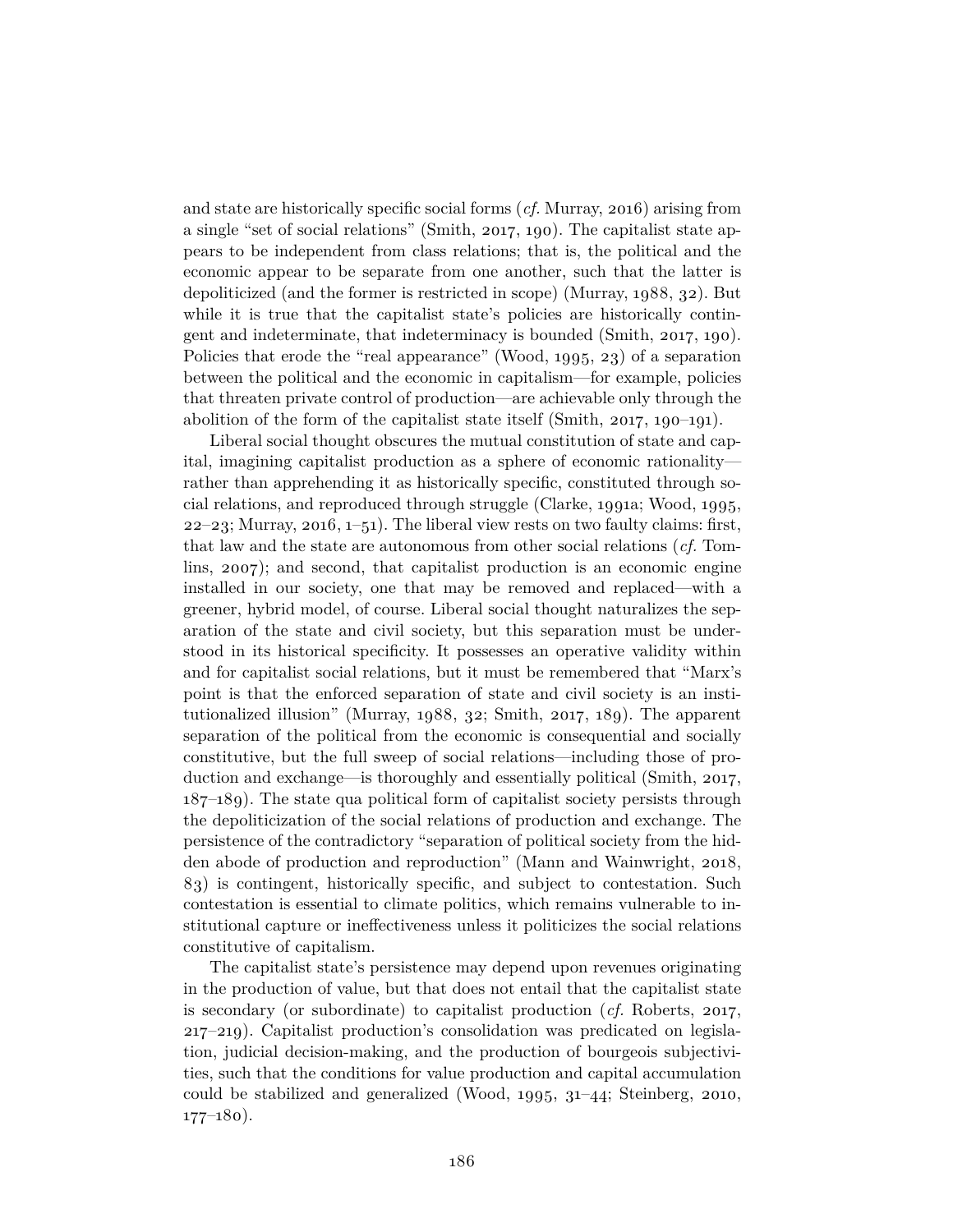and state are historically specific social forms (*cf.* Murray, 2016) arising from a single "set of social relations" (Smith, 2017, 190). The capitalist state appears to be independent from class relations; that is, the political and the economic appear to be separate from one another, such that the latter is depoliticized (and the former is restricted in scope) (Murray, 1988, 32). But while it is true that the capitalist state's policies are historically contingent and indeterminate, that indeterminacy is bounded (Smith, 2017, 190). Policies that erode the "real appearance" (Wood, 1995, 23) of a separation between the political and the economic in capitalism—for example, policies that threaten private control of production—are achievable only through the abolition of the form of the capitalist state itself (Smith, 2017, 190–191).

Liberal social thought obscures the mutual constitution of state and capital, imagining capitalist production as a sphere of economic rationality—rather than apprehending it as historically specific, constituted through social relations, and reproduced through struggle (Clarke, 1991a; Wood, 1995, 22–23; Murray, 2016, 1–51). The liberal view rests on two faulty claims: first, that law and the state are autonomous from other social relations (*cf.* Tomlins, 2007); and second, that capitalist production is an economic engine installed in our society, one that may be removed and replaced—with a greener, hybrid model, of course. Liberal social thought naturalizes the separation of the state and civil society, but this separation must be understood in its historical specificity. It possesses an operative validity within and for capitalist social relations, but it must be remembered that "Marx's point is that the enforced separation of state and civil society is an institutionalized illusion" (Murray, 1988, 32; Smith, 2017, 189). The apparent separation of the political from the economic is consequential and socially constitutive, but the full sweep of social relations—including those of production and exchange—is thoroughly and essentially political (Smith, 2017, 187–189). The state qua political form of capitalist society persists through the depoliticization of the social relations of production and exchange. The persistence of the contradictory "separation of political society from the hidden abode of production and reproduction" (Mann and Wainwright, 2018, 83) is contingent, historically specific, and subject to contestation. Such contestation is essential to climate politics, which remains vulnerable to institutional capture or ineffectiveness unless it politicizes the social relations constitutive of capitalism.

The capitalist state's persistence may depend upon revenues originating in the production of value, but that does not entail that the capitalist state is secondary (or subordinate) to capitalist production (*cf.* Roberts, 2017, 217–219). Capitalist production's consolidation was predicated on legislation, judicial decision-making, and the production of bourgeois subjectivities, such that the conditions for value production and capital accumulation could be stabilized and generalized (Wood, 1995, 31–44; Steinberg, 2010, 177–180).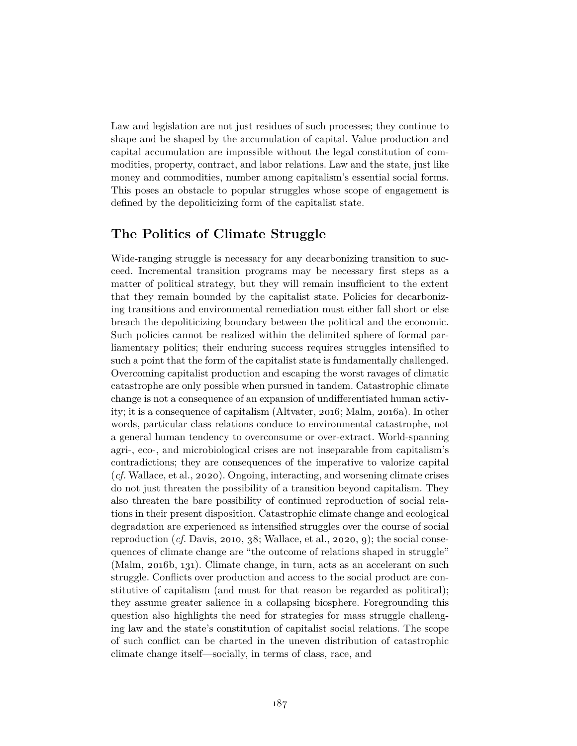Law and legislation are not just residues of such processes; they continue to shape and be shaped by the accumulation of capital. Value production and capital accumulation are impossible without the legal constitution of commodities, property, contract, and labor relations. Law and the state, just like money and commodities, number among capitalism's essential social forms. This poses an obstacle to popular struggles whose scope of engagement is defined by the depoliticizing form of the capitalist state.

## The Politics of Climate Struggle

Wide-ranging struggle is necessary for any decarbonizing transition to succeed. Incremental transition programs may be necessary first steps as a matter of political strategy, but they will remain insufficient to the extent that they remain bounded by the capitalist state. Policies for decarbonizing transitions and environmental remediation must either fall short or else breach the depoliticizing boundary between the political and the economic. Such policies cannot be realized within the delimited sphere of formal parliamentary politics; their enduring success requires struggles intensified to such a point that the form of the capitalist state is fundamentally challenged. Overcoming capitalist production and escaping the worst ravages of climatic catastrophe are only possible when pursued in tandem. Catastrophic climate change is not a consequence of an expansion of undifferentiated human activity; it is a consequence of capitalism (Altvater, 2016; Malm, 2016a). In other words, particular class relations conduce to environmental catastrophe, not a general human tendency to overconsume or over-extract. World-spanning agri-, eco-, and microbiological crises are not inseparable from capitalism's contradictions; they are consequences of the imperative to valorize capital (*cf.* Wallace, et al., 2020). Ongoing, interacting, and worsening climate crises do not just threaten the possibility of a transition beyond capitalism. They also threaten the bare possibility of continued reproduction of social relations in their present disposition. Catastrophic climate change and ecological degradation are experienced as intensified struggles over the course of social reproduction (*cf.* Davis, 2010, 38; Wallace, et al., 2020, 9); the social consequences of climate change are "the outcome of relations shaped in struggle" (Malm, 2016b, 131). Climate change, in turn, acts as an accelerant on such struggle. Conflicts over production and access to the social product are constitutive of capitalism (and must for that reason be regarded as political); they assume greater salience in a collapsing biosphere. Foregrounding this question also highlights the need for strategies for mass struggle challenging law and the state's constitution of capitalist social relations. The scope of such conflict can be charted in the uneven distribution of catastrophic climate change itself—socially, in terms of class, race, and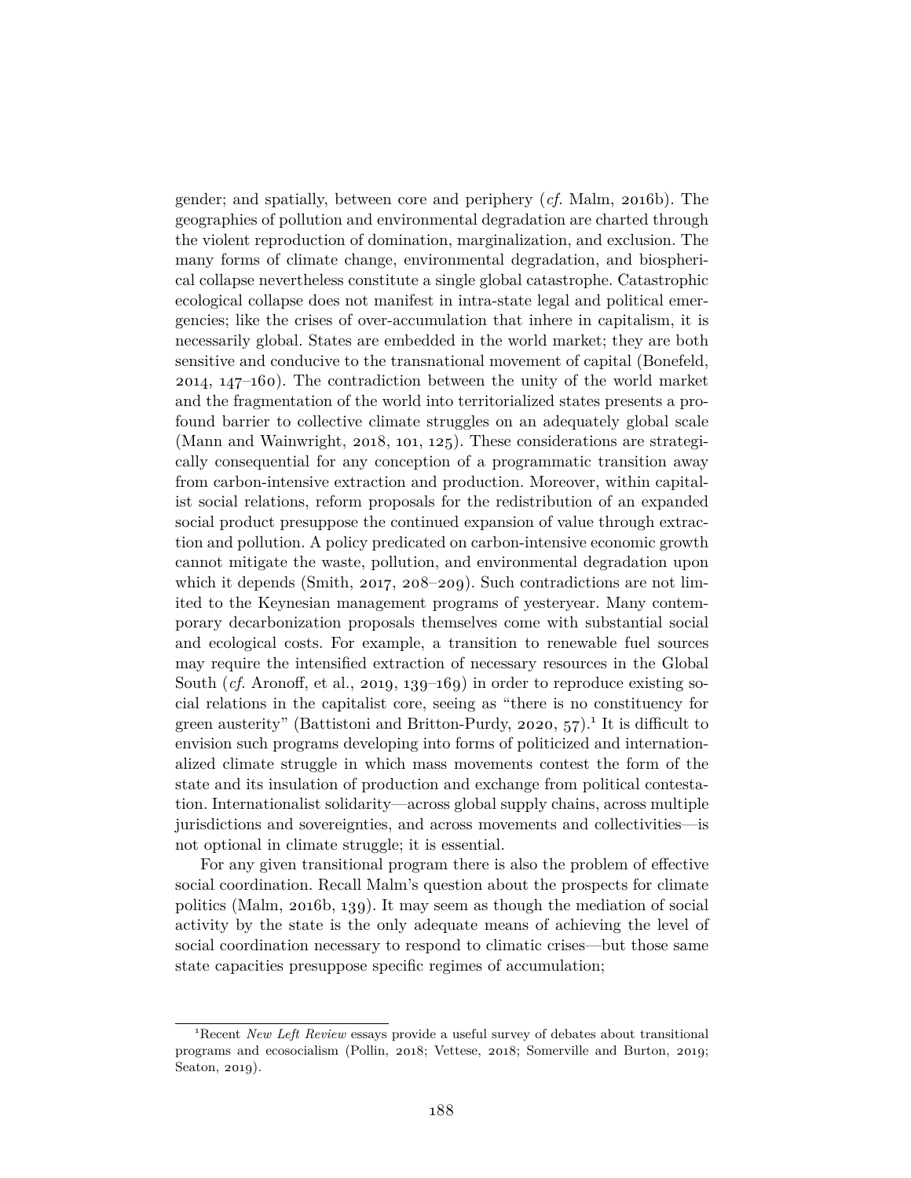gender; and spatially, between core and periphery (*cf.* Malm, 2016b). The geographies of pollution and environmental degradation are charted through the violent reproduction of domination, marginalization, and exclusion. The many forms of climate change, environmental degradation, and biospherical collapse nevertheless constitute a single global catastrophe. Catastrophic ecological collapse does not manifest in intra-state legal and political emergencies; like the crises of over-accumulation that inhere in capitalism, it is necessarily global. States are embedded in the world market; they are both sensitive and conducive to the transnational movement of capital (Bonefeld, 2014, 147–160). The contradiction between the unity of the world market and the fragmentation of the world into territorialized states presents a profound barrier to collective climate struggles on an adequately global scale (Mann and Wainwright, 2018, 101, 125). These considerations are strategically consequential for any conception of a programmatic transition away from carbon-intensive extraction and production. Moreover, within capitalist social relations, reform proposals for the redistribution of an expanded social product presuppose the continued expansion of value through extraction and pollution. A policy predicated on carbon-intensive economic growth cannot mitigate the waste, pollution, and environmental degradation upon which it depends (Smith, 2017, 208–209). Such contradictions are not limited to the Keynesian management programs of yesteryear. Many contemporary decarbonization proposals themselves come with substantial social and ecological costs. For example, a transition to renewable fuel sources may require the intensified extraction of necessary resources in the Global South (*cf.* Aronoff, et al., 2019, 139–169) in order to reproduce existing social relations in the capitalist core, seeing as "there is no constituency for green austerity" (Battistoni and Britton-Purdy, 2020, 57).[1] It is difficult to envision such programs developing into forms of politicized and internationalized climate struggle in which mass movements contest the form of the state and its insulation of production and exchange from political contestation. Internationalist solidarity—across global supply chains, across multiple jurisdictions and sovereignties, and across movements and collectivities—is not optional in climate struggle; it is essential.

For any given transitional program there is also the problem of effective social coordination. Recall Malm's question about the prospects for climate politics (Malm, 2016b, 139). It may seem as though the mediation of social activity by the state is the only adequate means of achieving the level of social coordination necessary to respond to climatic crises—but those same state capacities presuppose specific regimes of accumulation;

[1] Recent *New Left Review* essays provide a useful survey of debates about transitional programs and ecosocialism (Pollin, 2018; Vettese, 2018; Somerville and Burton, 2019; Seaton, 2019).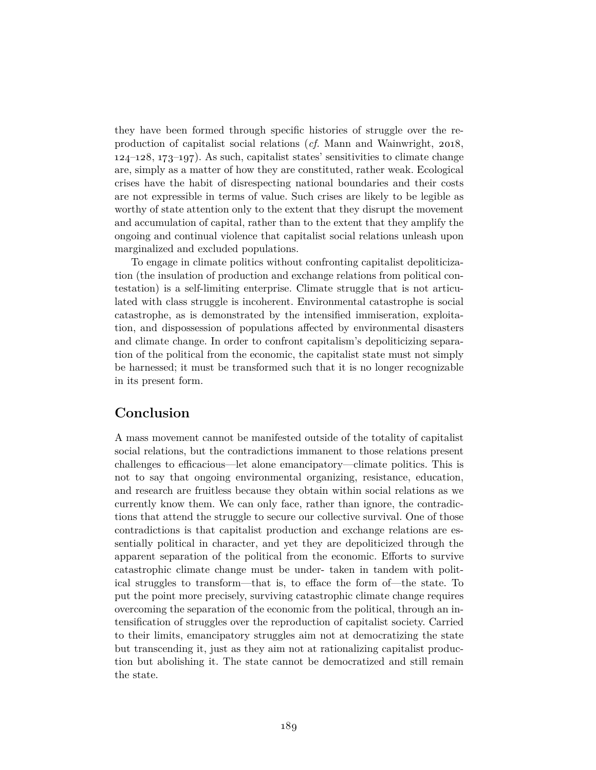they have been formed through specific histories of struggle over the reproduction of capitalist social relations (*cf.* Mann and Wainwright, 2018, 124–128, 173–197). As such, capitalist states' sensitivities to climate change are, simply as a matter of how they are constituted, rather weak. Ecological crises have the habit of disrespecting national boundaries and their costs are not expressible in terms of value. Such crises are likely to be legible as worthy of state attention only to the extent that they disrupt the movement and accumulation of capital, rather than to the extent that they amplify the ongoing and continual violence that capitalist social relations unleash upon marginalized and excluded populations.

To engage in climate politics without confronting capitalist depoliticization (the insulation of production and exchange relations from political contestation) is a self-limiting enterprise. Climate struggle that is not articulated with class struggle is incoherent. Environmental catastrophe is social catastrophe, as is demonstrated by the intensified immiseration, exploitation, and dispossession of populations affected by environmental disasters and climate change. In order to confront capitalism's depoliticizing separation of the political from the economic, the capitalist state must not simply be harnessed; it must be transformed such that it is no longer recognizable in its present form.

## Conclusion

A mass movement cannot be manifested outside of the totality of capitalist social relations, but the contradictions immanent to those relations present challenges to efficacious—let alone emancipatory—climate politics. This is not to say that ongoing environmental organizing, resistance, education, and research are fruitless because they obtain within social relations as we currently know them. We can only face, rather than ignore, the contradictions that attend the struggle to secure our collective survival. One of those contradictions is that capitalist production and exchange relations are essentially political in character, and yet they are depoliticized through the apparent separation of the political from the economic. Efforts to survive catastrophic climate change must be under- taken in tandem with political struggles to transform—that is, to efface the form of—the state. To put the point more precisely, surviving catastrophic climate change requires overcoming the separation of the economic from the political, through an intensification of struggles over the reproduction of capitalist society. Carried to their limits, emancipatory struggles aim not at democratizing the state but transcending it, just as they aim not at rationalizing capitalist production but abolishing it. The state cannot be democratized and still remain the state.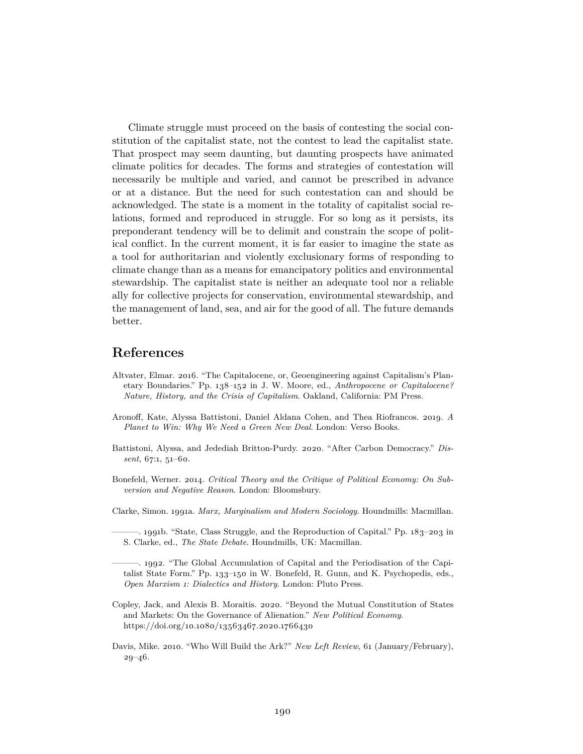Climate struggle must proceed on the basis of contesting the social constitution of the capitalist state, not the contest to lead the capitalist state. That prospect may seem daunting, but daunting prospects have animated climate politics for decades. The forms and strategies of contestation will necessarily be multiple and varied, and cannot be prescribed in advance or at a distance. But the need for such contestation can and should be acknowledged. The state is a moment in the totality of capitalist social relations, formed and reproduced in struggle. For so long as it persists, its preponderant tendency will be to delimit and constrain the scope of political conflict. In the current moment, it is far easier to imagine the state as a tool for authoritarian and violently exclusionary forms of responding to climate change than as a means for emancipatory politics and environmental stewardship. The capitalist state is neither an adequate tool nor a reliable ally for collective projects for conservation, environmental stewardship, and the management of land, sea, and air for the good of all. The future demands better.

## References

Altvater, Elmar. 2016. "The Capitalocene, or, Geoengineering against Capitalism's Planetary Boundaries." Pp. 138–152 in J. W. Moore, ed., *Anthropocene or Capitalocene? Nature, History, and the Crisis of Capitalism*. Oakland, California: PM Press.

Aronoff, Kate, Alyssa Battistoni, Daniel Aldana Cohen, and Thea Riofrancos. 2019. *A Planet to Win: Why We Need a Green New Deal*. London: Verso Books.

Battistoni, Alyssa, and Jedediah Britton-Purdy. 2020. "After Carbon Democracy." *Dissent*, 67:1, 51–60.

Bonefeld, Werner. 2014. *Critical Theory and the Critique of Political Economy: On Subversion and Negative Reason*. London: Bloomsbury.

Clarke, Simon. 1991a. *Marx, Marginalism and Modern Sociology*. Houndmills: Macmillan.

———. 1991b. "State, Class Struggle, and the Reproduction of Capital." Pp. 183–203 in S. Clarke, ed., *The State Debate*. Houndmills, UK: Macmillan.

———. 1992. "The Global Accumulation of Capital and the Periodisation of the Capitalist State Form." Pp. 133–150 in W. Bonefeld, R. Gunn, and K. Psychopedis, eds., *Open Marxism 1: Dialectics and History*. London: Pluto Press.

Copley, Jack, and Alexis B. Moraitis. 2020. "Beyond the Mutual Constitution of States and Markets: On the Governance of Alienation." *New Political Economy*. https://doi.org/10.1080/13563467.2020.1766430

Davis, Mike. 2010. "Who Will Build the Ark?" *New Left Review*, 61 (January/February), 29–46.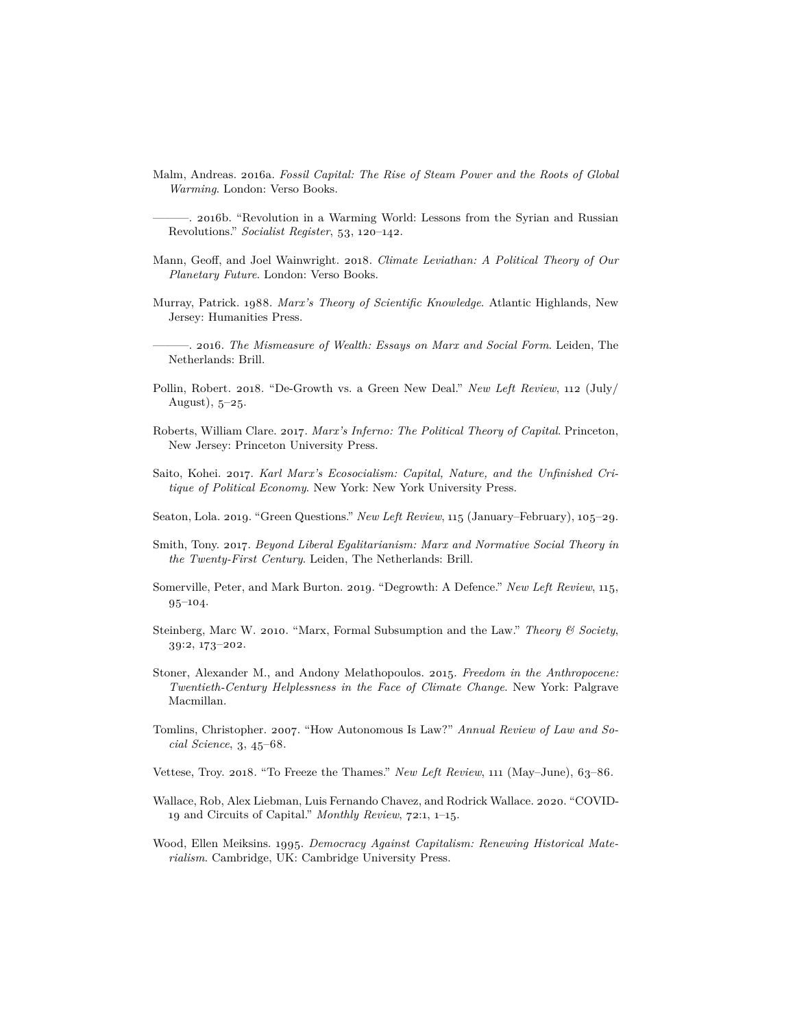Malm, Andreas. 2016a. *Fossil Capital: The Rise of Steam Power and the Roots of Global Warming*. London: Verso Books.

———. 2016b. "Revolution in a Warming World: Lessons from the Syrian and Russian Revolutions." *Socialist Register*, 53, 120–142.

Mann, Geoff, and Joel Wainwright. 2018. *Climate Leviathan: A Political Theory of Our Planetary Future*. London: Verso Books.

Murray, Patrick. 1988. *Marx's Theory of Scientific Knowledge*. Atlantic Highlands, New Jersey: Humanities Press.

———. 2016. *The Mismeasure of Wealth: Essays on Marx and Social Form*. Leiden, The Netherlands: Brill.

Pollin, Robert. 2018. "De-Growth vs. a Green New Deal." *New Left Review*, 112 (July/August), 5–25.

Roberts, William Clare. 2017. *Marx's Inferno: The Political Theory of Capital*. Princeton, New Jersey: Princeton University Press.

Saito, Kohei. 2017. *Karl Marx's Ecosocialism: Capital, Nature, and the Unfinished Critique of Political Economy*. New York: New York University Press.

Seaton, Lola. 2019. "Green Questions." *New Left Review*, 115 (January–February), 105–29.

Smith, Tony. 2017. *Beyond Liberal Egalitarianism: Marx and Normative Social Theory in the Twenty-First Century*. Leiden, The Netherlands: Brill.

Somerville, Peter, and Mark Burton. 2019. "Degrowth: A Defence." *New Left Review*, 115, 95–104.

Steinberg, Marc W. 2010. "Marx, Formal Subsumption and the Law." *Theory & Society*, 39:2, 173–202.

Stoner, Alexander M., and Andony Melathopoulos. 2015. *Freedom in the Anthropocene: Twentieth-Century Helplessness in the Face of Climate Change*. New York: Palgrave Macmillan.

Tomlins, Christopher. 2007. "How Autonomous Is Law?" *Annual Review of Law and Social Science*, 3, 45–68.

Vettese, Troy. 2018. "To Freeze the Thames." *New Left Review*, 111 (May–June), 63–86.

Wallace, Rob, Alex Liebman, Luis Fernando Chavez, and Rodrick Wallace. 2020. "COVID-19 and Circuits of Capital." *Monthly Review*, 72:1, 1–15.

Wood, Ellen Meiksins. 1995. *Democracy Against Capitalism: Renewing Historical Materialism*. Cambridge, UK: Cambridge University Press.